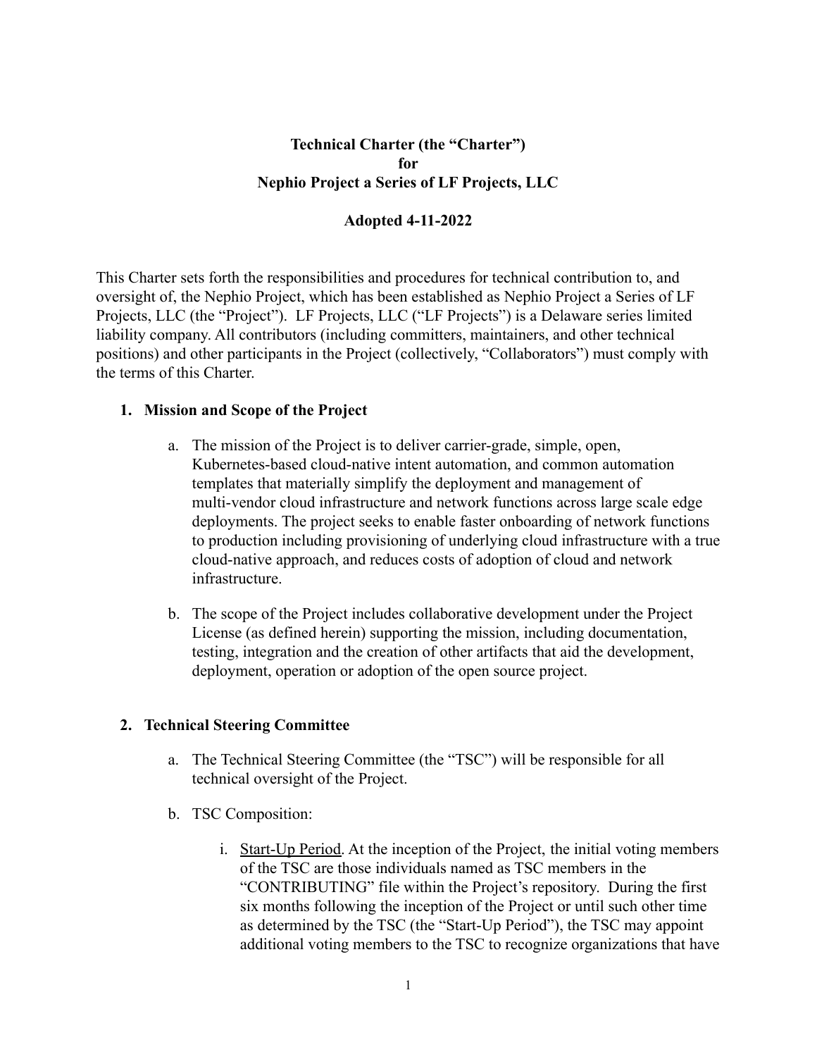**Technical Charter (the "Charter")**
**for**
**Nephio Project a Series of LF Projects, LLC**

**Adopted 4-11-2022**

This Charter sets forth the responsibilities and procedures for technical contribution to, and oversight of, the Nephio Project, which has been established as Nephio Project a Series of LF Projects, LLC (the "Project"). LF Projects, LLC ("LF Projects") is a Delaware series limited liability company. All contributors (including committers, maintainers, and other technical positions) and other participants in the Project (collectively, "Collaborators") must comply with the terms of this Charter.

1. **Mission and Scope of the Project**

    a. The mission of the Project is to deliver carrier-grade, simple, open, Kubernetes-based cloud-native intent automation, and common automation templates that materially simplify the deployment and management of multi-vendor cloud infrastructure and network functions across large scale edge deployments. The project seeks to enable faster onboarding of network functions to production including provisioning of underlying cloud infrastructure with a true cloud-native approach, and reduces costs of adoption of cloud and network infrastructure.

    b. The scope of the Project includes collaborative development under the Project License (as defined herein) supporting the mission, including documentation, testing, integration and the creation of other artifacts that aid the development, deployment, operation or adoption of the open source project.

2. **Technical Steering Committee**

    a. The Technical Steering Committee (the "TSC") will be responsible for all technical oversight of the Project.

    b. TSC Composition:

        i. Start-Up Period. At the inception of the Project, the initial voting members of the TSC are those individuals named as TSC members in the "CONTRIBUTING" file within the Project's repository. During the first six months following the inception of the Project or until such other time as determined by the TSC (the "Start-Up Period"), the TSC may appoint additional voting members to the TSC to recognize organizations that have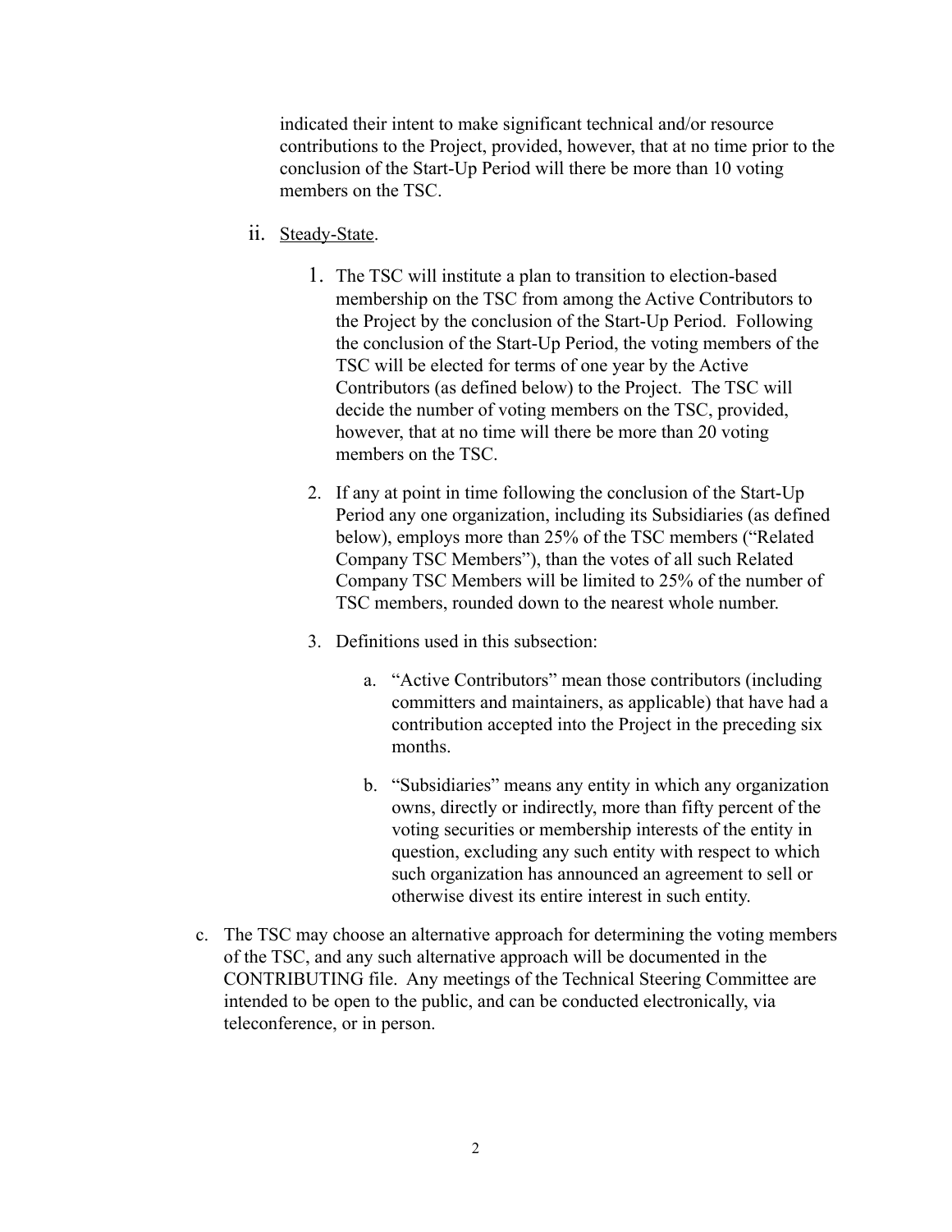indicated their intent to make significant technical and/or resource contributions to the Project, provided, however, that at no time prior to the conclusion of the Start-Up Period will there be more than 10 voting members on the TSC.

ii. <u>Steady-State</u>.

1. The TSC will institute a plan to transition to election-based membership on the TSC from among the Active Contributors to the Project by the conclusion of the Start-Up Period. Following the conclusion of the Start-Up Period, the voting members of the TSC will be elected for terms of one year by the Active Contributors (as defined below) to the Project. The TSC will decide the number of voting members on the TSC, provided, however, that at no time will there be more than 20 voting members on the TSC.

2. If any at point in time following the conclusion of the Start-Up Period any one organization, including its Subsidiaries (as defined below), employs more than 25% of the TSC members ("Related Company TSC Members"), than the votes of all such Related Company TSC Members will be limited to 25% of the number of TSC members, rounded down to the nearest whole number.

3. Definitions used in this subsection:

    a. "Active Contributors" mean those contributors (including committers and maintainers, as applicable) that have had a contribution accepted into the Project in the preceding six months.

    b. "Subsidiaries" means any entity in which any organization owns, directly or indirectly, more than fifty percent of the voting securities or membership interests of the entity in question, excluding any such entity with respect to which such organization has announced an agreement to sell or otherwise divest its entire interest in such entity.

c. The TSC may choose an alternative approach for determining the voting members of the TSC, and any such alternative approach will be documented in the CONTRIBUTING file. Any meetings of the Technical Steering Committee are intended to be open to the public, and can be conducted electronically, via teleconference, or in person.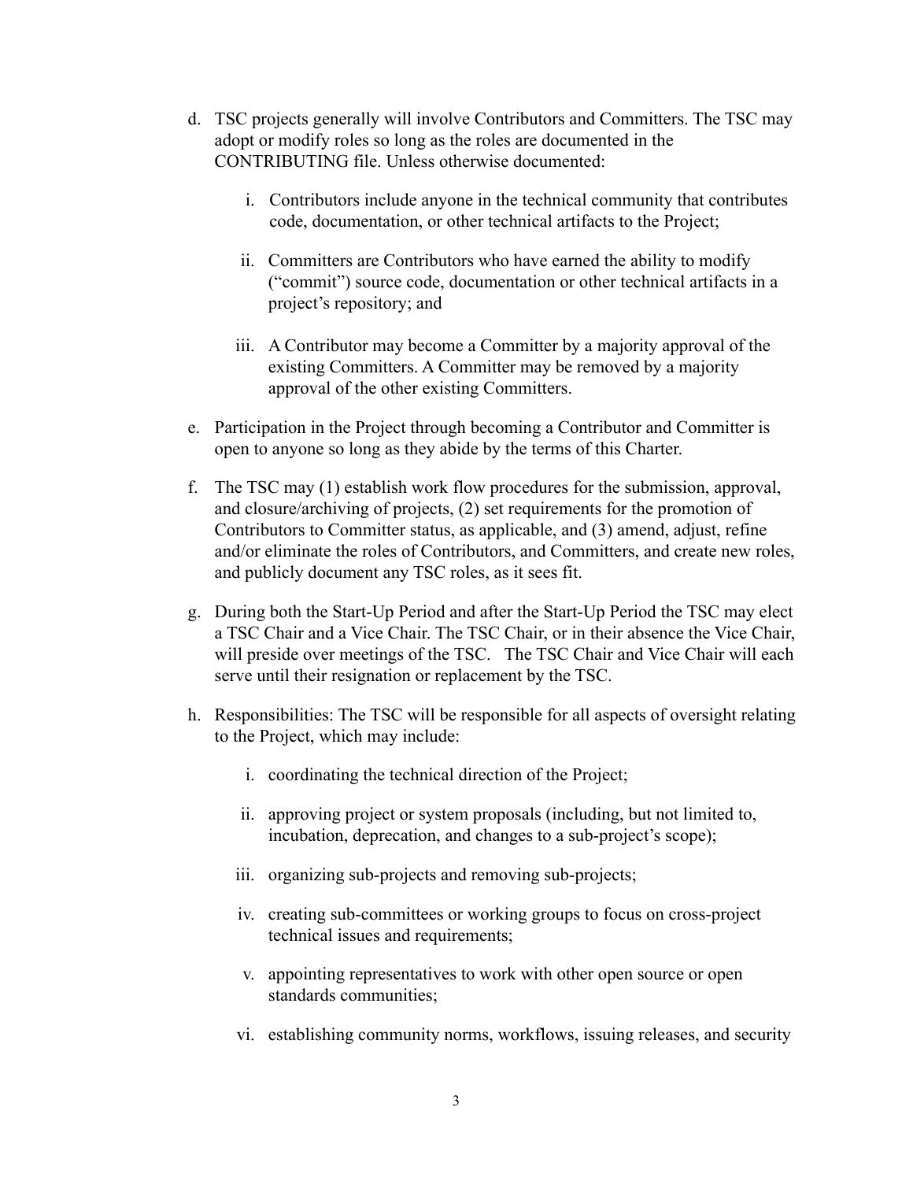d. TSC projects generally will involve Contributors and Committers. The TSC may adopt or modify roles so long as the roles are documented in the CONTRIBUTING file. Unless otherwise documented:

   i. Contributors include anyone in the technical community that contributes code, documentation, or other technical artifacts to the Project;

   ii. Committers are Contributors who have earned the ability to modify ("commit") source code, documentation or other technical artifacts in a project's repository; and

   iii. A Contributor may become a Committer by a majority approval of the existing Committers. A Committer may be removed by a majority approval of the other existing Committers.

e. Participation in the Project through becoming a Contributor and Committer is open to anyone so long as they abide by the terms of this Charter.

f. The TSC may (1) establish work flow procedures for the submission, approval, and closure/archiving of projects, (2) set requirements for the promotion of Contributors to Committer status, as applicable, and (3) amend, adjust, refine and/or eliminate the roles of Contributors, and Committers, and create new roles, and publicly document any TSC roles, as it sees fit.

g. During both the Start-Up Period and after the Start-Up Period the TSC may elect a TSC Chair and a Vice Chair. The TSC Chair, or in their absence the Vice Chair, will preside over meetings of the TSC. The TSC Chair and Vice Chair will each serve until their resignation or replacement by the TSC.

h. Responsibilities: The TSC will be responsible for all aspects of oversight relating to the Project, which may include:

   i. coordinating the technical direction of the Project;

   ii. approving project or system proposals (including, but not limited to, incubation, deprecation, and changes to a sub-project's scope);

   iii. organizing sub-projects and removing sub-projects;

   iv. creating sub-committees or working groups to focus on cross-project technical issues and requirements;

   v. appointing representatives to work with other open source or open standards communities;

   vi. establishing community norms, workflows, issuing releases, and security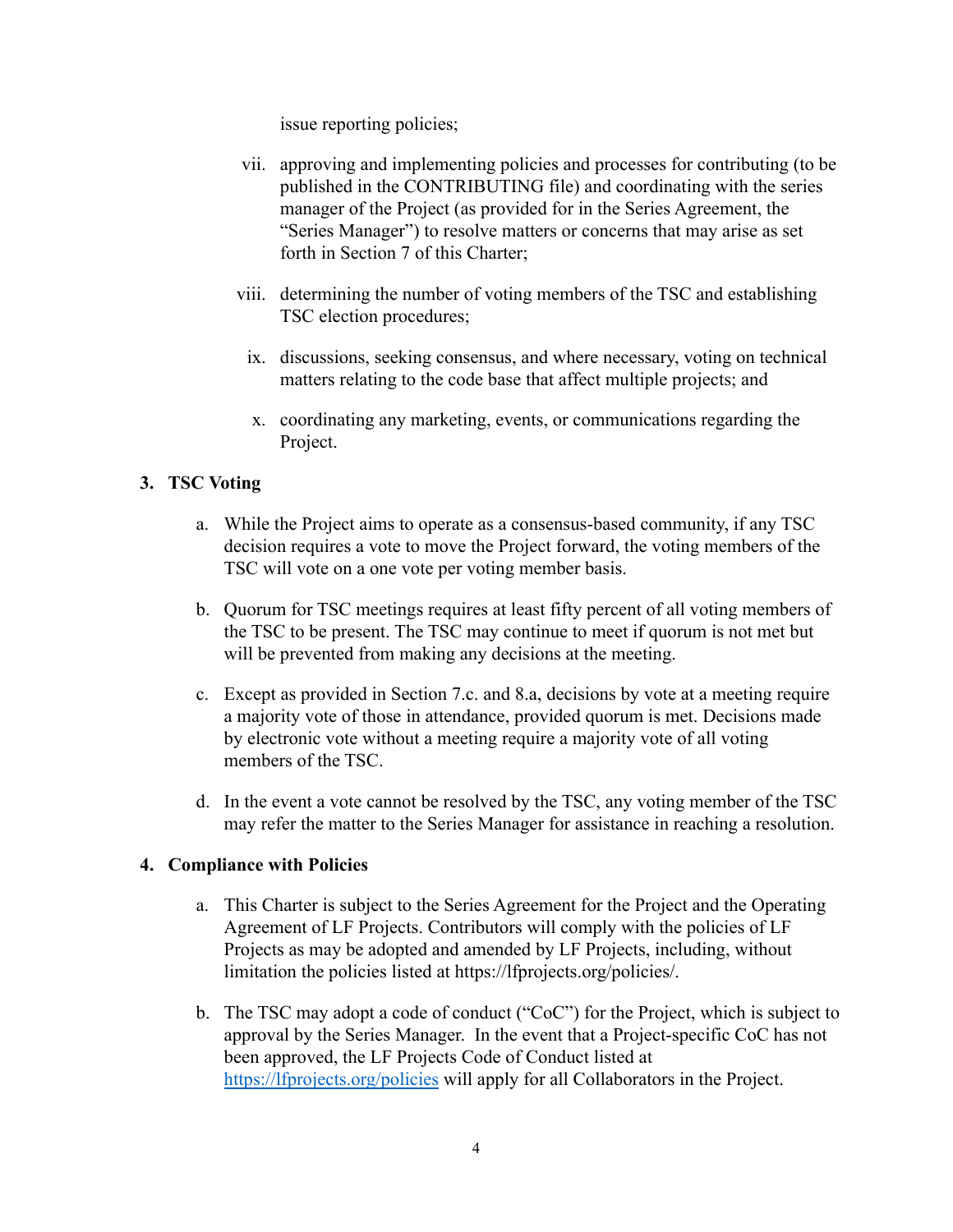issue reporting policies;

vii. approving and implementing policies and processes for contributing (to be published in the CONTRIBUTING file) and coordinating with the series manager of the Project (as provided for in the Series Agreement, the "Series Manager") to resolve matters or concerns that may arise as set forth in Section 7 of this Charter;

viii. determining the number of voting members of the TSC and establishing TSC election procedures;

ix. discussions, seeking consensus, and where necessary, voting on technical matters relating to the code base that affect multiple projects; and

x. coordinating any marketing, events, or communications regarding the Project.

## 3. TSC Voting

a. While the Project aims to operate as a consensus-based community, if any TSC decision requires a vote to move the Project forward, the voting members of the TSC will vote on a one vote per voting member basis.

b. Quorum for TSC meetings requires at least fifty percent of all voting members of the TSC to be present. The TSC may continue to meet if quorum is not met but will be prevented from making any decisions at the meeting.

c. Except as provided in Section 7.c. and 8.a, decisions by vote at a meeting require a majority vote of those in attendance, provided quorum is met. Decisions made by electronic vote without a meeting require a majority vote of all voting members of the TSC.

d. In the event a vote cannot be resolved by the TSC, any voting member of the TSC may refer the matter to the Series Manager for assistance in reaching a resolution.

## 4. Compliance with Policies

a. This Charter is subject to the Series Agreement for the Project and the Operating Agreement of LF Projects. Contributors will comply with the policies of LF Projects as may be adopted and amended by LF Projects, including, without limitation the policies listed at https://lfprojects.org/policies/.

b. The TSC may adopt a code of conduct ("CoC") for the Project, which is subject to approval by the Series Manager. In the event that a Project-specific CoC has not been approved, the LF Projects Code of Conduct listed at https://lfprojects.org/policies will apply for all Collaborators in the Project.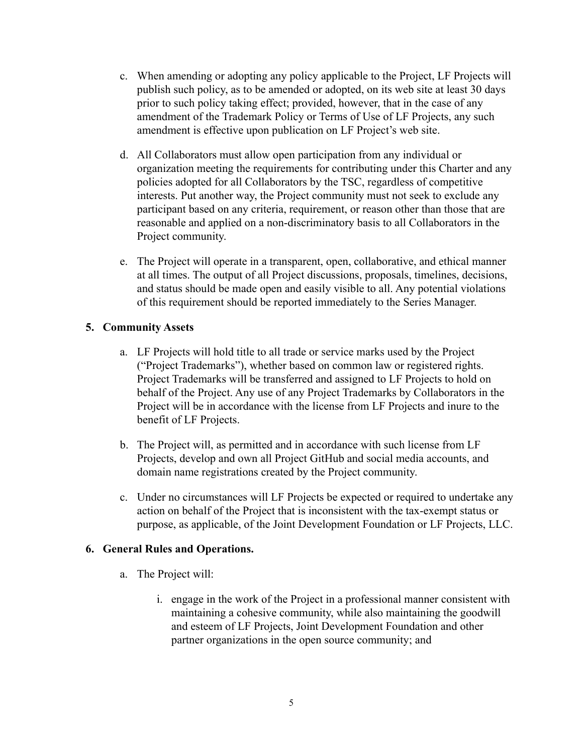c. When amending or adopting any policy applicable to the Project, LF Projects will publish such policy, as to be amended or adopted, on its web site at least 30 days prior to such policy taking effect; provided, however, that in the case of any amendment of the Trademark Policy or Terms of Use of LF Projects, any such amendment is effective upon publication on LF Project's web site.

d. All Collaborators must allow open participation from any individual or organization meeting the requirements for contributing under this Charter and any policies adopted for all Collaborators by the TSC, regardless of competitive interests. Put another way, the Project community must not seek to exclude any participant based on any criteria, requirement, or reason other than those that are reasonable and applied on a non-discriminatory basis to all Collaborators in the Project community.

e. The Project will operate in a transparent, open, collaborative, and ethical manner at all times. The output of all Project discussions, proposals, timelines, decisions, and status should be made open and easily visible to all. Any potential violations of this requirement should be reported immediately to the Series Manager.

## 5. Community Assets

a. LF Projects will hold title to all trade or service marks used by the Project ("Project Trademarks"), whether based on common law or registered rights. Project Trademarks will be transferred and assigned to LF Projects to hold on behalf of the Project. Any use of any Project Trademarks by Collaborators in the Project will be in accordance with the license from LF Projects and inure to the benefit of LF Projects.

b. The Project will, as permitted and in accordance with such license from LF Projects, develop and own all Project GitHub and social media accounts, and domain name registrations created by the Project community.

c. Under no circumstances will LF Projects be expected or required to undertake any action on behalf of the Project that is inconsistent with the tax-exempt status or purpose, as applicable, of the Joint Development Foundation or LF Projects, LLC.

## 6. General Rules and Operations.

a. The Project will:

   i. engage in the work of the Project in a professional manner consistent with maintaining a cohesive community, while also maintaining the goodwill and esteem of LF Projects, Joint Development Foundation and other partner organizations in the open source community; and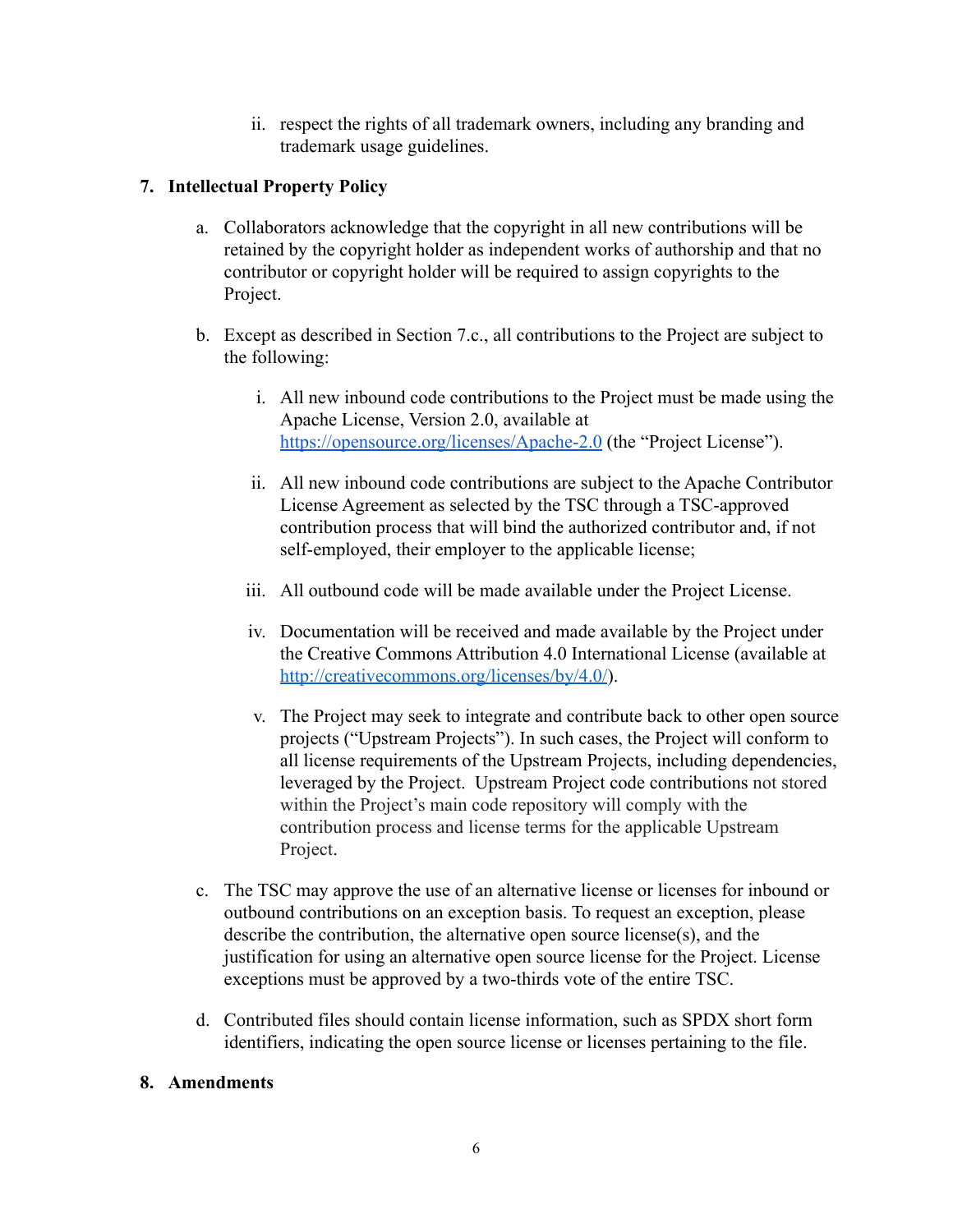ii. respect the rights of all trademark owners, including any branding and trademark usage guidelines.

## 7. Intellectual Property Policy

a. Collaborators acknowledge that the copyright in all new contributions will be retained by the copyright holder as independent works of authorship and that no contributor or copyright holder will be required to assign copyrights to the Project.

b. Except as described in Section 7.c., all contributions to the Project are subject to the following:

   i. All new inbound code contributions to the Project must be made using the Apache License, Version 2.0, available at https://opensource.org/licenses/Apache-2.0 (the "Project License").

   ii. All new inbound code contributions are subject to the Apache Contributor License Agreement as selected by the TSC through a TSC-approved contribution process that will bind the authorized contributor and, if not self-employed, their employer to the applicable license;

   iii. All outbound code will be made available under the Project License.

   iv. Documentation will be received and made available by the Project under the Creative Commons Attribution 4.0 International License (available at http://creativecommons.org/licenses/by/4.0/).

   v. The Project may seek to integrate and contribute back to other open source projects ("Upstream Projects"). In such cases, the Project will conform to all license requirements of the Upstream Projects, including dependencies, leveraged by the Project. Upstream Project code contributions not stored within the Project's main code repository will comply with the contribution process and license terms for the applicable Upstream Project.

c. The TSC may approve the use of an alternative license or licenses for inbound or outbound contributions on an exception basis. To request an exception, please describe the contribution, the alternative open source license(s), and the justification for using an alternative open source license for the Project. License exceptions must be approved by a two-thirds vote of the entire TSC.

d. Contributed files should contain license information, such as SPDX short form identifiers, indicating the open source license or licenses pertaining to the file.

## 8. Amendments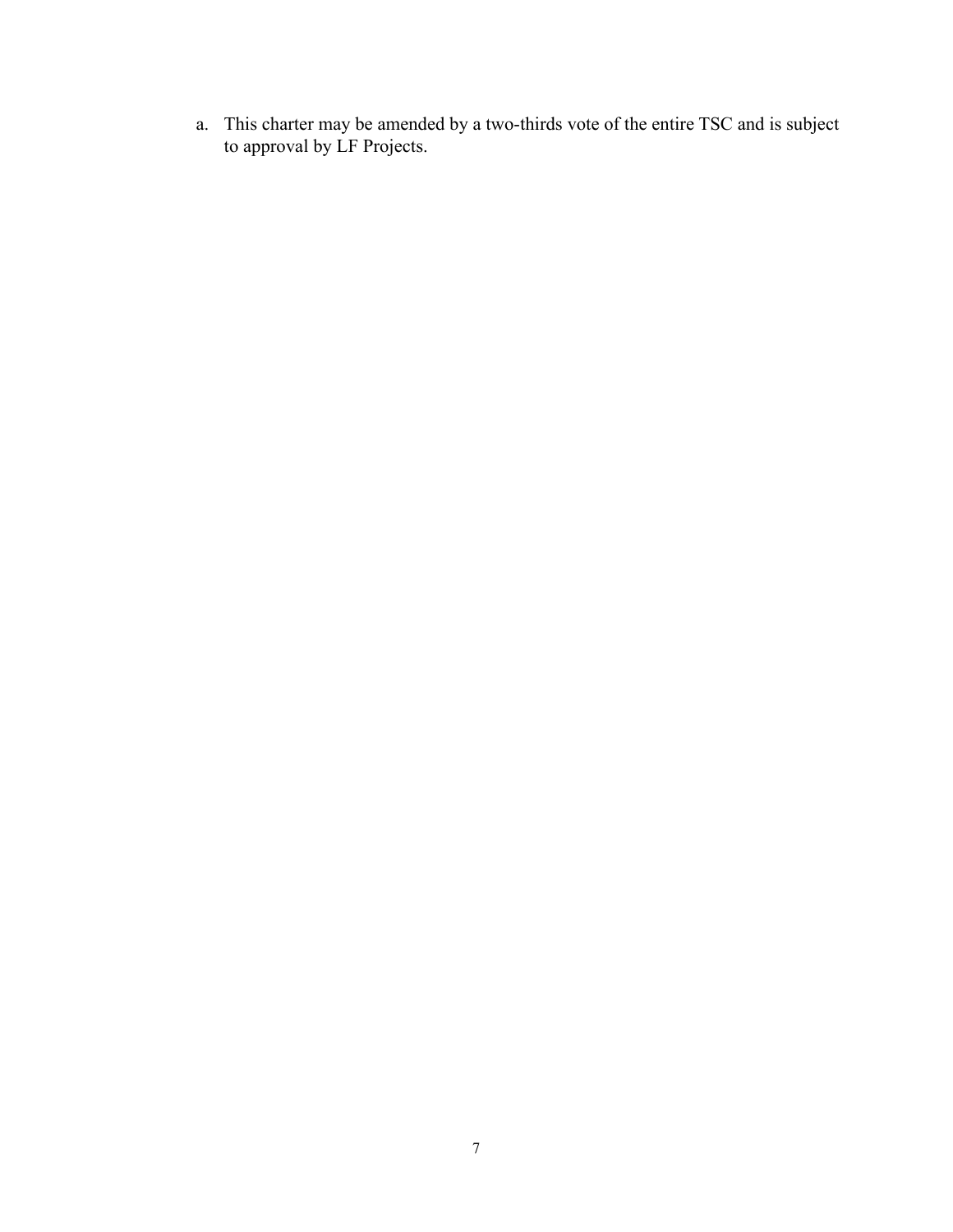a. This charter may be amended by a two-thirds vote of the entire TSC and is subject to approval by LF Projects.